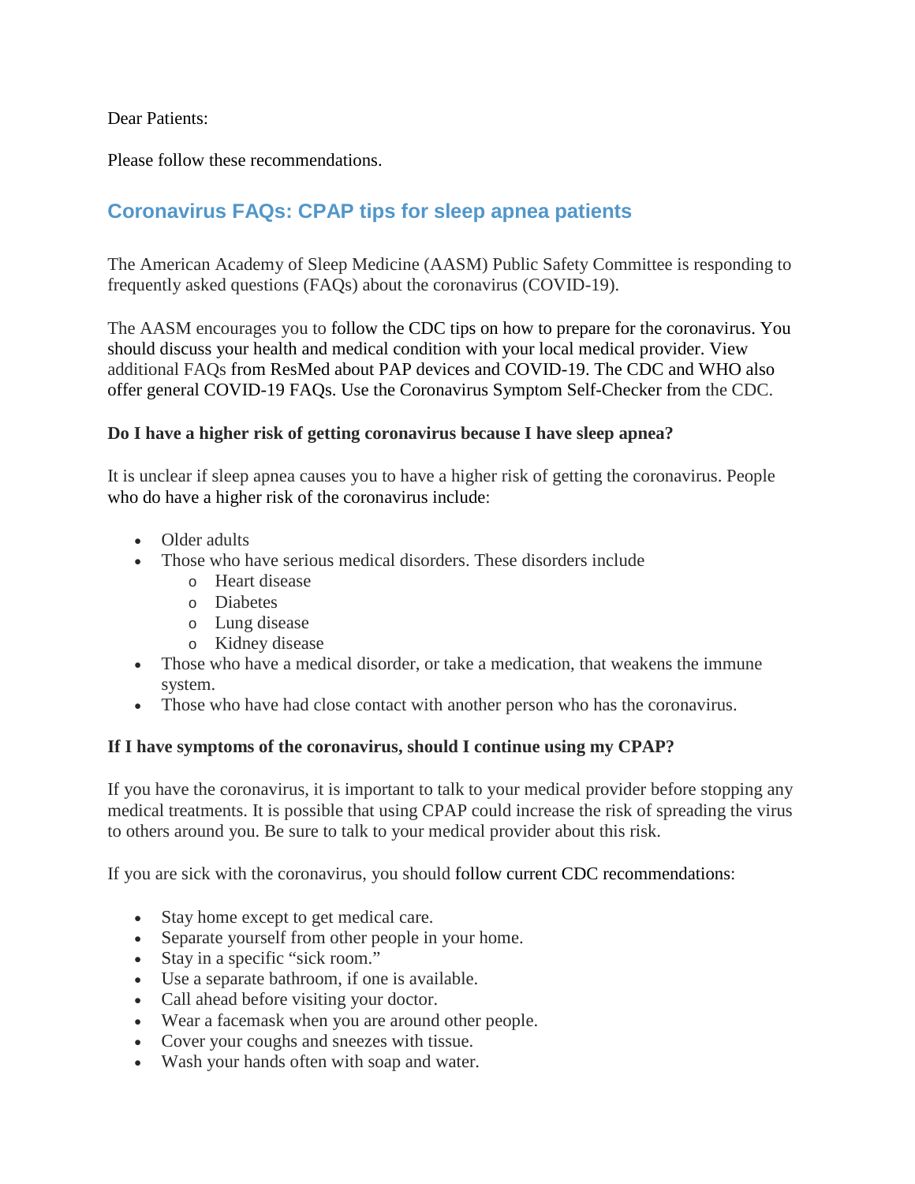Dear Patients:

Please follow these recommendations.

## Coronavirus FAQs: CPAP tips for sleep apnea patients

The American Academy of Sleep Medicine (AASM) Public Safety Committee is responding to frequently asked questions (FAQs) about the coronavirus (COVID-19).

The AASM encourages you to follow the CDC tips on how to prepare for the coronavirus. You should discuss your health and medical condition with your local medical provider. View additional FAQs from ResMed about PAP devices and COVID-19. The CDC and WHO also offer general COVID-19 FAQs. Use the Coronavirus Symptom Self-Checker from the CDC.

**Do I have a higher risk of getting coronavirus because I have sleep apnea?**

It is unclear if sleep apnea causes you to have a higher risk of getting the coronavirus. People who do have a higher risk of the coronavirus include:

- Older adults
- Those who have serious medical disorders. These disorders include
  - Heart disease
  - Diabetes
  - Lung disease
  - Kidney disease
- Those who have a medical disorder, or take a medication, that weakens the immune system.
- Those who have had close contact with another person who has the coronavirus.

**If I have symptoms of the coronavirus, should I continue using my CPAP?**

If you have the coronavirus, it is important to talk to your medical provider before stopping any medical treatments. It is possible that using CPAP could increase the risk of spreading the virus to others around you. Be sure to talk to your medical provider about this risk.

If you are sick with the coronavirus, you should follow current CDC recommendations:

- Stay home except to get medical care.
- Separate yourself from other people in your home.
- Stay in a specific "sick room."
- Use a separate bathroom, if one is available.
- Call ahead before visiting your doctor.
- Wear a facemask when you are around other people.
- Cover your coughs and sneezes with tissue.
- Wash your hands often with soap and water.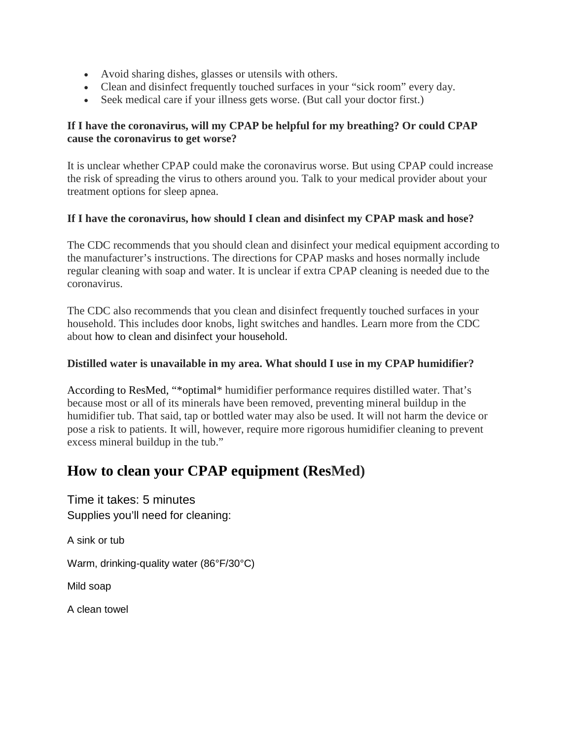- Avoid sharing dishes, glasses or utensils with others.
- Clean and disinfect frequently touched surfaces in your "sick room" every day.
- Seek medical care if your illness gets worse. (But call your doctor first.)

**If I have the coronavirus, will my CPAP be helpful for my breathing? Or could CPAP cause the coronavirus to get worse?**

It is unclear whether CPAP could make the coronavirus worse. But using CPAP could increase the risk of spreading the virus to others around you. Talk to your medical provider about your treatment options for sleep apnea.

**If I have the coronavirus, how should I clean and disinfect my CPAP mask and hose?**

The CDC recommends that you should clean and disinfect your medical equipment according to the manufacturer's instructions. The directions for CPAP masks and hoses normally include regular cleaning with soap and water. It is unclear if extra CPAP cleaning is needed due to the coronavirus.

The CDC also recommends that you clean and disinfect frequently touched surfaces in your household. This includes door knobs, light switches and handles. Learn more from the CDC about how to clean and disinfect your household.

**Distilled water is unavailable in my area. What should I use in my CPAP humidifier?**

According to ResMed, "*optimal* humidifier performance requires distilled water. That's because most or all of its minerals have been removed, preventing mineral buildup in the humidifier tub. That said, tap or bottled water may also be used. It will not harm the device or pose a risk to patients. It will, however, require more rigorous humidifier cleaning to prevent excess mineral buildup in the tub."

## How to clean your CPAP equipment (ResMed)

Time it takes: 5 minutes

Supplies you'll need for cleaning:

A sink or tub

Warm, drinking-quality water (86°F/30°C)

Mild soap

A clean towel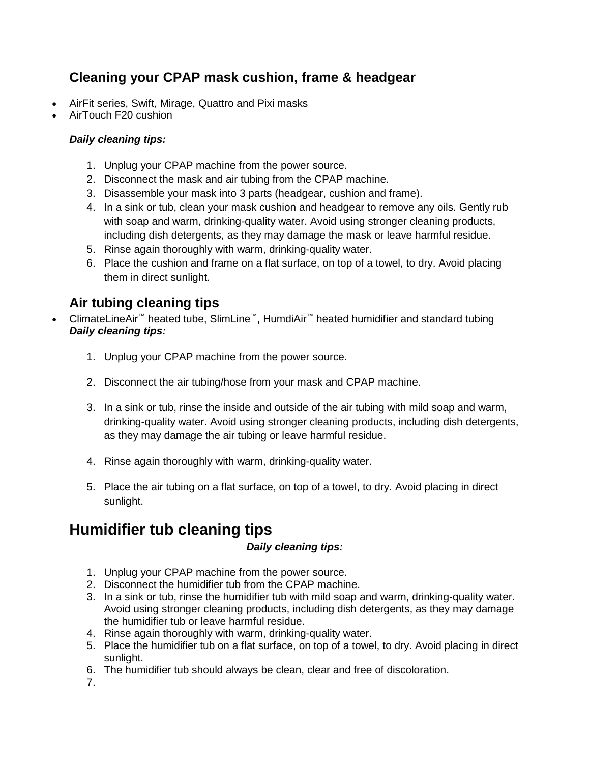## Cleaning your CPAP mask cushion, frame & headgear

- AirFit series, Swift, Mirage, Quattro and Pixi masks
- AirTouch F20 cushion

***Daily cleaning tips:***

1. Unplug your CPAP machine from the power source.
2. Disconnect the mask and air tubing from the CPAP machine.
3. Disassemble your mask into 3 parts (headgear, cushion and frame).
4. In a sink or tub, clean your mask cushion and headgear to remove any oils. Gently rub with soap and warm, drinking-quality water. Avoid using stronger cleaning products, including dish detergents, as they may damage the mask or leave harmful residue.
5. Rinse again thoroughly with warm, drinking-quality water.
6. Place the cushion and frame on a flat surface, on top of a towel, to dry. Avoid placing them in direct sunlight.

## Air tubing cleaning tips

- ClimateLineAir™ heated tube, SlimLine™, HumdiAir™ heated humidifier and standard tubing

***Daily cleaning tips:***

1. Unplug your CPAP machine from the power source.
2. Disconnect the air tubing/hose from your mask and CPAP machine.
3. In a sink or tub, rinse the inside and outside of the air tubing with mild soap and warm, drinking-quality water. Avoid using stronger cleaning products, including dish detergents, as they may damage the air tubing or leave harmful residue.
4. Rinse again thoroughly with warm, drinking-quality water.
5. Place the air tubing on a flat surface, on top of a towel, to dry. Avoid placing in direct sunlight.

# Humidifier tub cleaning tips

***Daily cleaning tips:***

1. Unplug your CPAP machine from the power source.
2. Disconnect the humidifier tub from the CPAP machine.
3. In a sink or tub, rinse the humidifier tub with mild soap and warm, drinking-quality water. Avoid using stronger cleaning products, including dish detergents, as they may damage the humidifier tub or leave harmful residue.
4. Rinse again thoroughly with warm, drinking-quality water.
5. Place the humidifier tub on a flat surface, on top of a towel, to dry. Avoid placing in direct sunlight.
6. The humidifier tub should always be clean, clear and free of discoloration.
7.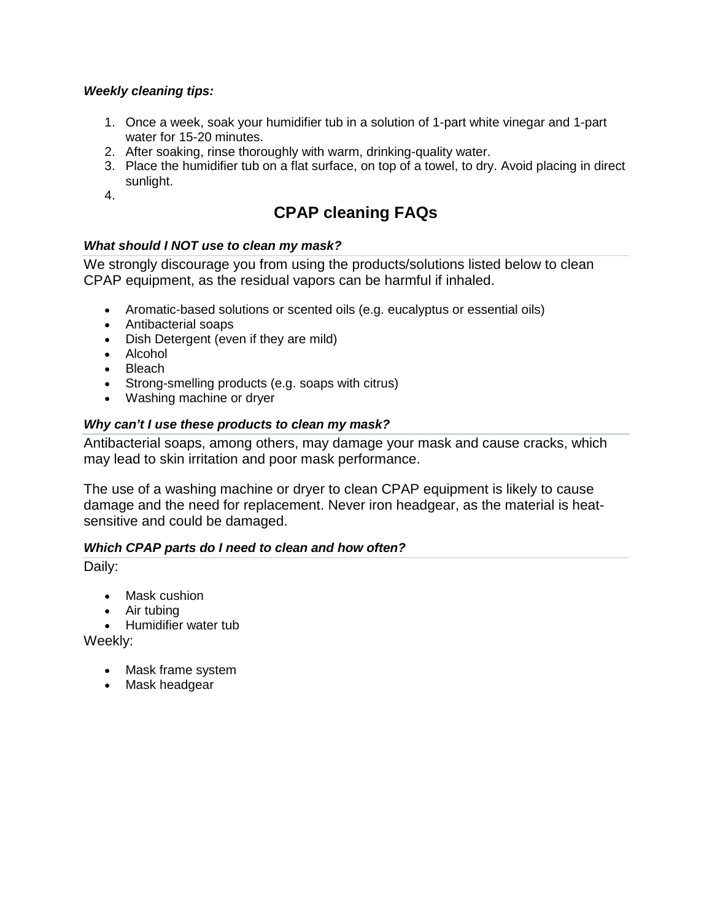***Weekly cleaning tips:***

1. Once a week, soak your humidifier tub in a solution of 1-part white vinegar and 1-part water for 15-20 minutes.
2. After soaking, rinse thoroughly with warm, drinking-quality water.
3. Place the humidifier tub on a flat surface, on top of a towel, to dry. Avoid placing in direct sunlight.
4.

## CPAP cleaning FAQs

***What should I NOT use to clean my mask?***

We strongly discourage you from using the products/solutions listed below to clean CPAP equipment, as the residual vapors can be harmful if inhaled.

- Aromatic-based solutions or scented oils (e.g. eucalyptus or essential oils)
- Antibacterial soaps
- Dish Detergent (even if they are mild)
- Alcohol
- Bleach
- Strong-smelling products (e.g. soaps with citrus)
- Washing machine or dryer

***Why can't I use these products to clean my mask?***

Antibacterial soaps, among others, may damage your mask and cause cracks, which may lead to skin irritation and poor mask performance.

The use of a washing machine or dryer to clean CPAP equipment is likely to cause damage and the need for replacement. Never iron headgear, as the material is heat-sensitive and could be damaged.

***Which CPAP parts do I need to clean and how often?***

Daily:

- Mask cushion
- Air tubing
- Humidifier water tub

Weekly:

- Mask frame system
- Mask headgear